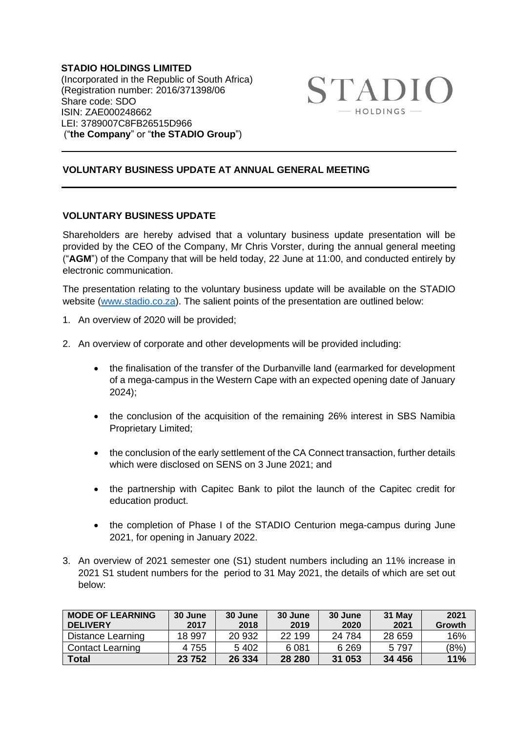**STADIO HOLDINGS LIMITED**
(Incorporated in the Republic of South Africa)
(Registration number: 2016/371398/06
Share code: SDO
ISIN: ZAE000248662
LEI: 3789007C8FB26515D966
("**the Company**" or "**the STADIO Group**")

STADIO HOLDINGS

## VOLUNTARY BUSINESS UPDATE AT ANNUAL GENERAL MEETING

### VOLUNTARY BUSINESS UPDATE

Shareholders are hereby advised that a voluntary business update presentation will be provided by the CEO of the Company, Mr Chris Vorster, during the annual general meeting ("**AGM**") of the Company that will be held today, 22 June at 11:00, and conducted entirely by electronic communication.

The presentation relating to the voluntary business update will be available on the STADIO website (www.stadio.co.za). The salient points of the presentation are outlined below:

1. An overview of 2020 will be provided;
2. An overview of corporate and other developments will be provided including:
   - the finalisation of the transfer of the Durbanville land (earmarked for development of a mega-campus in the Western Cape with an expected opening date of January 2024);
   - the conclusion of the acquisition of the remaining 26% interest in SBS Namibia Proprietary Limited;
   - the conclusion of the early settlement of the CA Connect transaction, further details which were disclosed on SENS on 3 June 2021; and
   - the partnership with Capitec Bank to pilot the launch of the Capitec credit for education product.
   - the completion of Phase I of the STADIO Centurion mega-campus during June 2021, for opening in January 2022.
3. An overview of 2021 semester one (S1) student numbers including an 11% increase in 2021 S1 student numbers for the period to 31 May 2021, the details of which are set out below:

| MODE OF LEARNING DELIVERY | 30 June 2017 | 30 June 2018 | 30 June 2019 | 30 June 2020 | 31 May 2021 | 2021 Growth |
|---|---|---|---|---|---|---|
| Distance Learning | 18 997 | 20 932 | 22 199 | 24 784 | 28 659 | 16% |
| Contact Learning | 4 755 | 5 402 | 6 081 | 6 269 | 5 797 | (8%) |
| **Total** | **23 752** | **26 334** | **28 280** | **31 053** | **34 456** | **11%** |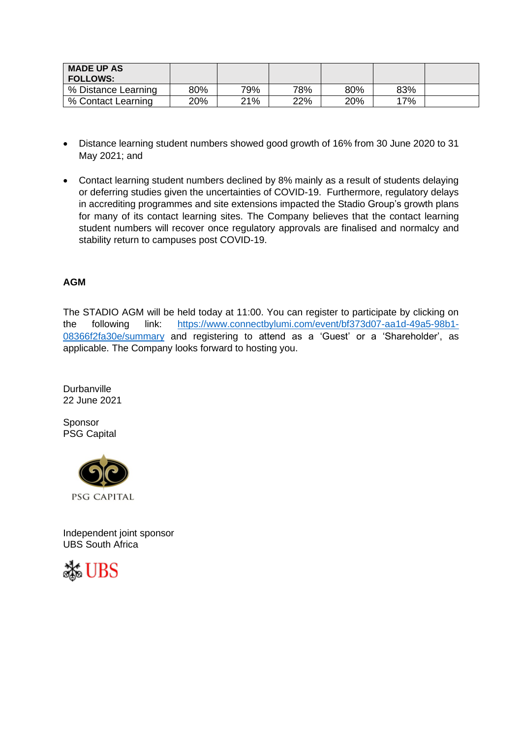| MADE UP AS FOLLOWS: | | | | | | |
|---|---|---|---|---|---|---|
| % Distance Learning | 80% | 79% | 78% | 80% | 83% | |
| % Contact Learning | 20% | 21% | 22% | 20% | 17% | |

- Distance learning student numbers showed good growth of 16% from 30 June 2020 to 31 May 2021; and
- Contact learning student numbers declined by 8% mainly as a result of students delaying or deferring studies given the uncertainties of COVID-19. Furthermore, regulatory delays in accrediting programmes and site extensions impacted the Stadio Group's growth plans for many of its contact learning sites. The Company believes that the contact learning student numbers will recover once regulatory approvals are finalised and normalcy and stability return to campuses post COVID-19.

**AGM**

The STADIO AGM will be held today at 11:00. You can register to participate by clicking on the following link: https://www.connectbylumi.com/event/bf373d07-aa1d-49a5-98b1-08366f2fa30e/summary and registering to attend as a 'Guest' or a 'Shareholder', as applicable. The Company looks forward to hosting you.

Durbanville
22 June 2021

Sponsor
PSG Capital

PSG CAPITAL

Independent joint sponsor
UBS South Africa

UBS